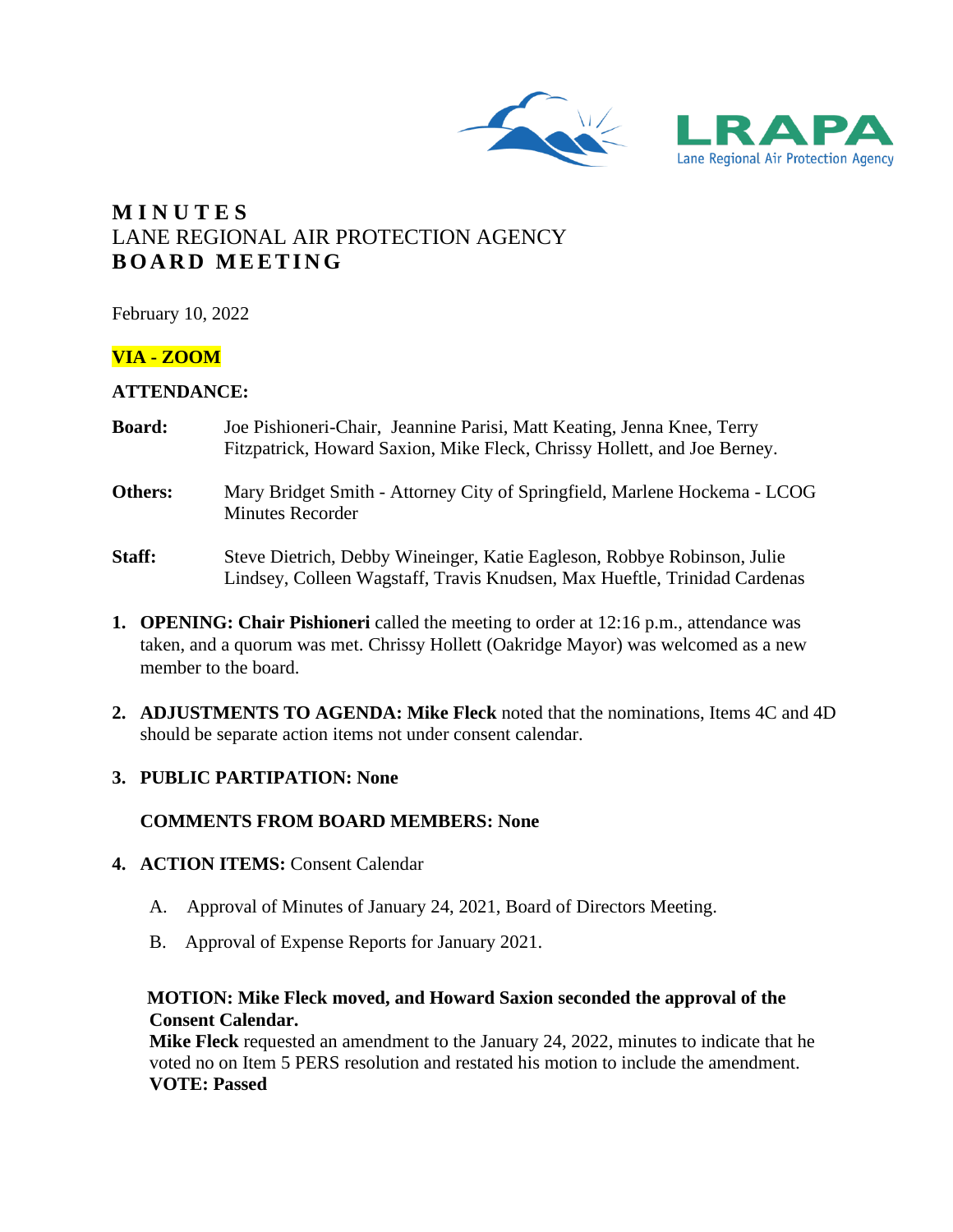LRAPA
Lane Regional Air Protection Agency

# MINUTES
## LANE REGIONAL AIR PROTECTION AGENCY
## BOARD MEETING

February 10, 2022

**VIA - ZOOM**

**ATTENDANCE:**

**Board:** Joe Pishioneri-Chair, Jeannine Parisi, Matt Keating, Jenna Knee, Terry Fitzpatrick, Howard Saxion, Mike Fleck, Chrissy Hollett, and Joe Berney.

**Others:** Mary Bridget Smith - Attorney City of Springfield, Marlene Hockema - LCOG Minutes Recorder

**Staff:** Steve Dietrich, Debby Wineinger, Katie Eagleson, Robbye Robinson, Julie Lindsey, Colleen Wagstaff, Travis Knudsen, Max Hueftle, Trinidad Cardenas

1. **OPENING: Chair Pishioneri** called the meeting to order at 12:16 p.m., attendance was taken, and a quorum was met. Chrissy Hollett (Oakridge Mayor) was welcomed as a new member to the board.

2. **ADJUSTMENTS TO AGENDA: Mike Fleck** noted that the nominations, Items 4C and 4D should be separate action items not under consent calendar.

3. **PUBLIC PARTIPATION: None**

   **COMMENTS FROM BOARD MEMBERS: None**

4. **ACTION ITEMS:** Consent Calendar

   A. Approval of Minutes of January 24, 2021, Board of Directors Meeting.

   B. Approval of Expense Reports for January 2021.

   **MOTION: Mike Fleck moved, and Howard Saxion seconded the approval of the Consent Calendar.**
   **Mike Fleck** requested an amendment to the January 24, 2022, minutes to indicate that he voted no on Item 5 PERS resolution and restated his motion to include the amendment.
   **VOTE: Passed**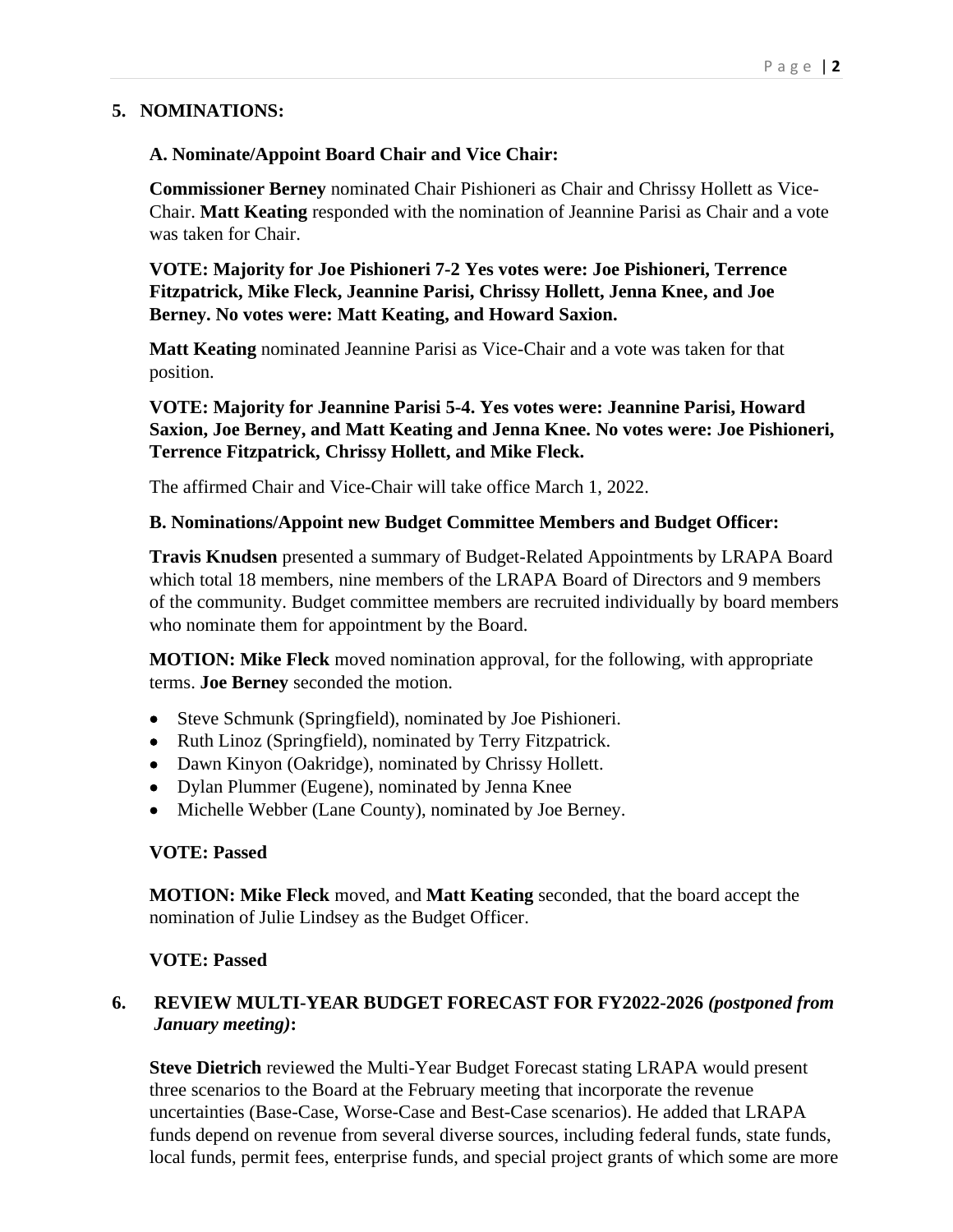## 5. NOMINATIONS:

### A. Nominate/Appoint Board Chair and Vice Chair:

**Commissioner Berney** nominated Chair Pishioneri as Chair and Chrissy Hollett as Vice-Chair. **Matt Keating** responded with the nomination of Jeannine Parisi as Chair and a vote was taken for Chair.

**VOTE: Majority for Joe Pishioneri 7-2 Yes votes were: Joe Pishioneri, Terrence Fitzpatrick, Mike Fleck, Jeannine Parisi, Chrissy Hollett, Jenna Knee, and Joe Berney. No votes were: Matt Keating, and Howard Saxion.**

**Matt Keating** nominated Jeannine Parisi as Vice-Chair and a vote was taken for that position.

**VOTE: Majority for Jeannine Parisi 5-4. Yes votes were: Jeannine Parisi, Howard Saxion, Joe Berney, and Matt Keating and Jenna Knee. No votes were: Joe Pishioneri, Terrence Fitzpatrick, Chrissy Hollett, and Mike Fleck.**

The affirmed Chair and Vice-Chair will take office March 1, 2022.

### B. Nominations/Appoint new Budget Committee Members and Budget Officer:

**Travis Knudsen** presented a summary of Budget-Related Appointments by LRAPA Board which total 18 members, nine members of the LRAPA Board of Directors and 9 members of the community. Budget committee members are recruited individually by board members who nominate them for appointment by the Board.

**MOTION: Mike Fleck** moved nomination approval, for the following, with appropriate terms. **Joe Berney** seconded the motion.

- Steve Schmunk (Springfield), nominated by Joe Pishioneri.
- Ruth Linoz (Springfield), nominated by Terry Fitzpatrick.
- Dawn Kinyon (Oakridge), nominated by Chrissy Hollett.
- Dylan Plummer (Eugene), nominated by Jenna Knee
- Michelle Webber (Lane County), nominated by Joe Berney.

**VOTE: Passed**

**MOTION: Mike Fleck** moved, and **Matt Keating** seconded, that the board accept the nomination of Julie Lindsey as the Budget Officer.

**VOTE: Passed**

## 6. REVIEW MULTI-YEAR BUDGET FORECAST FOR FY2022-2026 *(postponed from January meeting)*:

**Steve Dietrich** reviewed the Multi-Year Budget Forecast stating LRAPA would present three scenarios to the Board at the February meeting that incorporate the revenue uncertainties (Base-Case, Worse-Case and Best-Case scenarios). He added that LRAPA funds depend on revenue from several diverse sources, including federal funds, state funds, local funds, permit fees, enterprise funds, and special project grants of which some are more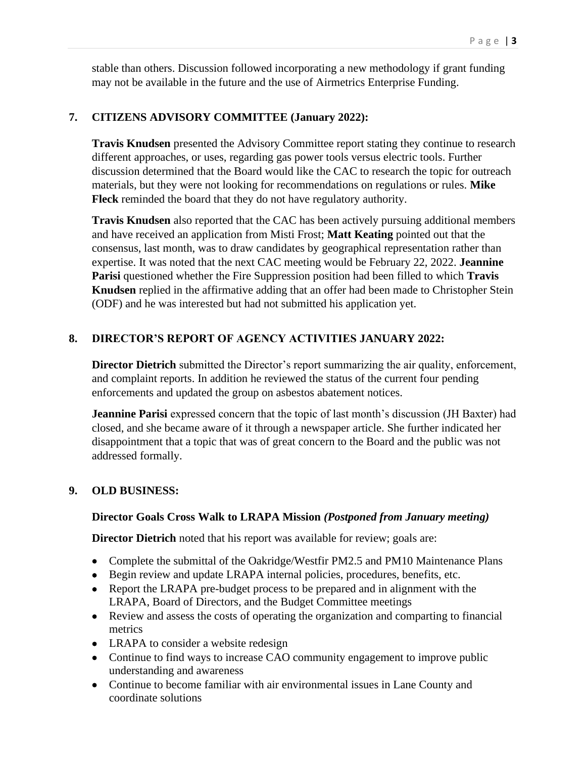stable than others. Discussion followed incorporating a new methodology if grant funding may not be available in the future and the use of Airmetrics Enterprise Funding.

## 7. CITIZENS ADVISORY COMMITTEE (January 2022):

**Travis Knudsen** presented the Advisory Committee report stating they continue to research different approaches, or uses, regarding gas power tools versus electric tools. Further discussion determined that the Board would like the CAC to research the topic for outreach materials, but they were not looking for recommendations on regulations or rules. **Mike Fleck** reminded the board that they do not have regulatory authority.

**Travis Knudsen** also reported that the CAC has been actively pursuing additional members and have received an application from Misti Frost; **Matt Keating** pointed out that the consensus, last month, was to draw candidates by geographical representation rather than expertise. It was noted that the next CAC meeting would be February 22, 2022. **Jeannine Parisi** questioned whether the Fire Suppression position had been filled to which **Travis Knudsen** replied in the affirmative adding that an offer had been made to Christopher Stein (ODF) and he was interested but had not submitted his application yet.

## 8. DIRECTOR'S REPORT OF AGENCY ACTIVITIES JANUARY 2022:

**Director Dietrich** submitted the Director's report summarizing the air quality, enforcement, and complaint reports. In addition he reviewed the status of the current four pending enforcements and updated the group on asbestos abatement notices.

**Jeannine Parisi** expressed concern that the topic of last month's discussion (JH Baxter) had closed, and she became aware of it through a newspaper article. She further indicated her disappointment that a topic that was of great concern to the Board and the public was not addressed formally.

## 9. OLD BUSINESS:

### Director Goals Cross Walk to LRAPA Mission *(Postponed from January meeting)*

**Director Dietrich** noted that his report was available for review; goals are:

- Complete the submittal of the Oakridge/Westfir PM2.5 and PM10 Maintenance Plans
- Begin review and update LRAPA internal policies, procedures, benefits, etc.
- Report the LRAPA pre-budget process to be prepared and in alignment with the LRAPA, Board of Directors, and the Budget Committee meetings
- Review and assess the costs of operating the organization and comparting to financial metrics
- LRAPA to consider a website redesign
- Continue to find ways to increase CAO community engagement to improve public understanding and awareness
- Continue to become familiar with air environmental issues in Lane County and coordinate solutions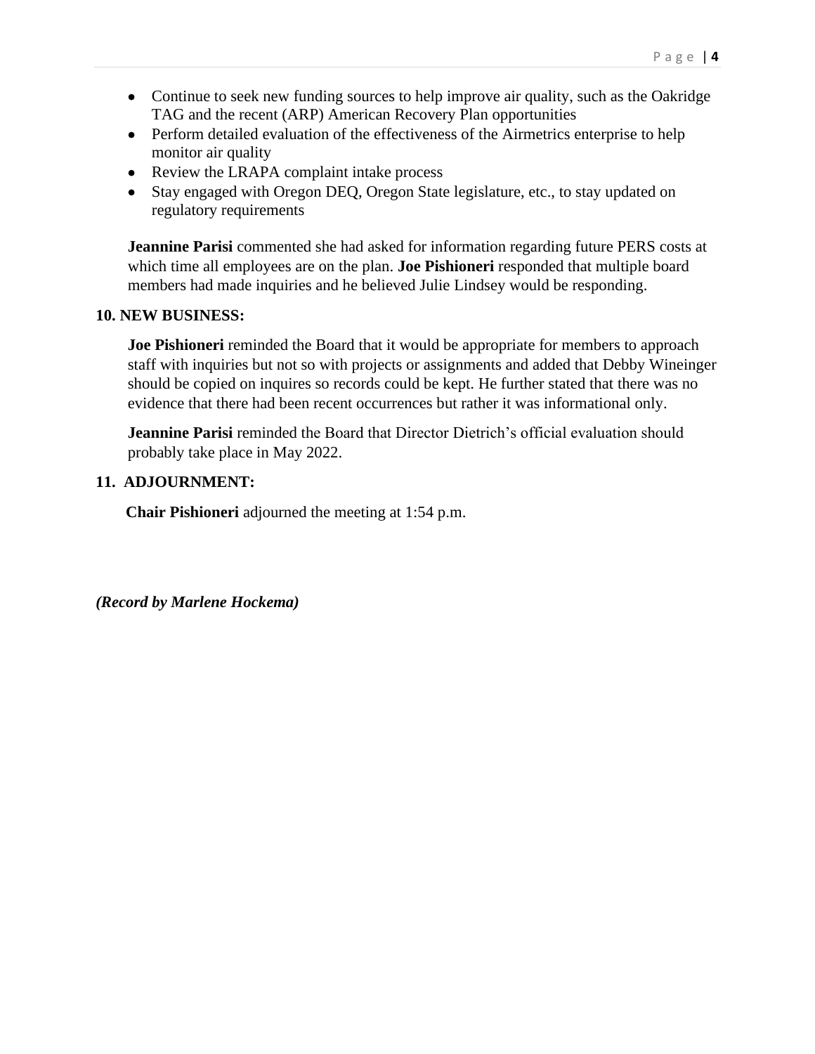- Continue to seek new funding sources to help improve air quality, such as the Oakridge TAG and the recent (ARP) American Recovery Plan opportunities
- Perform detailed evaluation of the effectiveness of the Airmetrics enterprise to help monitor air quality
- Review the LRAPA complaint intake process
- Stay engaged with Oregon DEQ, Oregon State legislature, etc., to stay updated on regulatory requirements

**Jeannine Parisi** commented she had asked for information regarding future PERS costs at which time all employees are on the plan. **Joe Pishioneri** responded that multiple board members had made inquiries and he believed Julie Lindsey would be responding.

**10. NEW BUSINESS:**

**Joe Pishioneri** reminded the Board that it would be appropriate for members to approach staff with inquiries but not so with projects or assignments and added that Debby Wineinger should be copied on inquires so records could be kept. He further stated that there was no evidence that there had been recent occurrences but rather it was informational only.

**Jeannine Parisi** reminded the Board that Director Dietrich's official evaluation should probably take place in May 2022.

**11. ADJOURNMENT:**

**Chair Pishioneri** adjourned the meeting at 1:54 p.m.

***(Record by Marlene Hockema)***